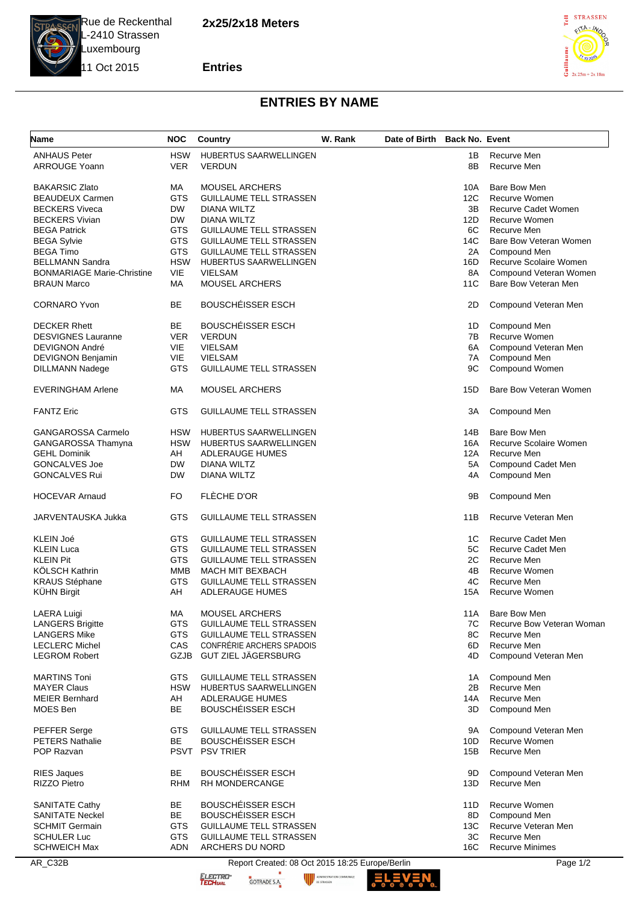Rue de Reckenthal
L-2410 Strassen
Luxembourg
11 Oct 2015

**2x25/2x18 Meters**

**Entries**

# ENTRIES BY NAME

| Name | NOC | Country | W. Rank | Date of Birth | Back No. | Event |
|---|---|---|---|---|---|---|
| ANHAUS Peter | HSW | HUBERTUS SAARWELLINGEN | | | 1B | Recurve Men |
| ARROUGE Yoann | VER | VERDUN | | | 8B | Recurve Men |
| BAKARSIC Zlato | MA | MOUSEL ARCHERS | | | 10A | Bare Bow Men |
| BEAUDEUX Carmen | GTS | GUILLAUME TELL STRASSEN | | | 12C | Recurve Women |
| BECKERS Viveca | DW | DIANA WILTZ | | | 3B | Recurve Cadet Women |
| BECKERS Vivian | DW | DIANA WILTZ | | | 12D | Recurve Women |
| BEGA Patrick | GTS | GUILLAUME TELL STRASSEN | | | 6C | Recurve Men |
| BEGA Sylvie | GTS | GUILLAUME TELL STRASSEN | | | 14C | Bare Bow Veteran Women |
| BEGA Timo | GTS | GUILLAUME TELL STRASSEN | | | 2A | Compound Men |
| BELLMANN Sandra | HSW | HUBERTUS SAARWELLINGEN | | | 16D | Recurve Scolaire Women |
| BONMARIAGE Marie-Christine | VIE | VIELSAM | | | 8A | Compound Veteran Women |
| BRAUN Marco | MA | MOUSEL ARCHERS | | | 11C | Bare Bow Veteran Men |
| CORNARO Yvon | BE | BOUSCHÉISSER ESCH | | | 2D | Compound Veteran Men |
| DECKER Rhett | BE | BOUSCHÉISSER ESCH | | | 1D | Compound Men |
| DESVIGNES Lauranne | VER | VERDUN | | | 7B | Recurve Women |
| DEVIGNON André | VIE | VIELSAM | | | 6A | Compound Veteran Men |
| DEVIGNON Benjamin | VIE | VIELSAM | | | 7A | Compound Men |
| DILLMANN Nadege | GTS | GUILLAUME TELL STRASSEN | | | 9C | Compound Women |
| EVERINGHAM Arlene | MA | MOUSEL ARCHERS | | | 15D | Bare Bow Veteran Women |
| FANTZ Eric | GTS | GUILLAUME TELL STRASSEN | | | 3A | Compound Men |
| GANGAROSSA Carmelo | HSW | HUBERTUS SAARWELLINGEN | | | 14B | Bare Bow Men |
| GANGAROSSA Thamyna | HSW | HUBERTUS SAARWELLINGEN | | | 16A | Recurve Scolaire Women |
| GEHL Dominik | AH | ADLERAUGE HUMES | | | 12A | Recurve Men |
| GONCALVES Joe | DW | DIANA WILTZ | | | 5A | Compound Cadet Men |
| GONCALVES Rui | DW | DIANA WILTZ | | | 4A | Compound Men |
| HOCEVAR Arnaud | FO | FLÈCHE D'OR | | | 9B | Compound Men |
| JARVENTAUSKA Jukka | GTS | GUILLAUME TELL STRASSEN | | | 11B | Recurve Veteran Men |
| KLEIN Joé | GTS | GUILLAUME TELL STRASSEN | | | 1C | Recurve Cadet Men |
| KLEIN Luca | GTS | GUILLAUME TELL STRASSEN | | | 5C | Recurve Cadet Men |
| KLEIN Pit | GTS | GUILLAUME TELL STRASSEN | | | 2C | Recurve Men |
| KÖLSCH Kathrin | MMB | MACH MIT BEXBACH | | | 4B | Recurve Women |
| KRAUS Stéphane | GTS | GUILLAUME TELL STRASSEN | | | 4C | Recurve Men |
| KÜHN Birgit | AH | ADLERAUGE HUMES | | | 15A | Recurve Women |
| LAERA Luigi | MA | MOUSEL ARCHERS | | | 11A | Bare Bow Men |
| LANGERS Brigitte | GTS | GUILLAUME TELL STRASSEN | | | 7C | Recurve Bow Veteran Woman |
| LANGERS Mike | GTS | GUILLAUME TELL STRASSEN | | | 8C | Recurve Men |
| LECLERC Michel | CAS | CONFRÉRIE ARCHERS SPADOIS | | | 6D | Recurve Men |
| LEGROM Robert | GZJB | GUT ZIEL JÄGERSBURG | | | 4D | Compound Veteran Men |
| MARTINS Toni | GTS | GUILLAUME TELL STRASSEN | | | 1A | Compound Men |
| MAYER Claus | HSW | HUBERTUS SAARWELLINGEN | | | 2B | Recurve Men |
| MEIER Bernhard | AH | ADLERAUGE HUMES | | | 14A | Recurve Men |
| MOES Ben | BE | BOUSCHÉISSER ESCH | | | 3D | Compound Men |
| PEFFER Serge | GTS | GUILLAUME TELL STRASSEN | | | 9A | Compound Veteran Men |
| PETERS Nathalie | BE | BOUSCHÉISSER ESCH | | | 10D | Recurve Women |
| POP Razvan | PSVT | PSV TRIER | | | 15B | Recurve Men |
| RIES Jaques | BE | BOUSCHÉISSER ESCH | | | 9D | Compound Veteran Men |
| RIZZO Pietro | RHM | RH MONDERCANGE | | | 13D | Recurve Men |
| SANITATE Cathy | BE | BOUSCHÉISSER ESCH | | | 11D | Recurve Women |
| SANITATE Neckel | BE | BOUSCHÉISSER ESCH | | | 8D | Compound Men |
| SCHMIT Germain | GTS | GUILLAUME TELL STRASSEN | | | 13C | Recurve Veteran Men |
| SCHULER Luc | GTS | GUILLAUME TELL STRASSEN | | | 3C | Recurve Men |
| SCHWEICH Max | ADN | ARCHERS DU NORD | | | 16C | Recurve Minimes |

AR_C32B — Report Created: 08 Oct 2015 18:25 Europe/Berlin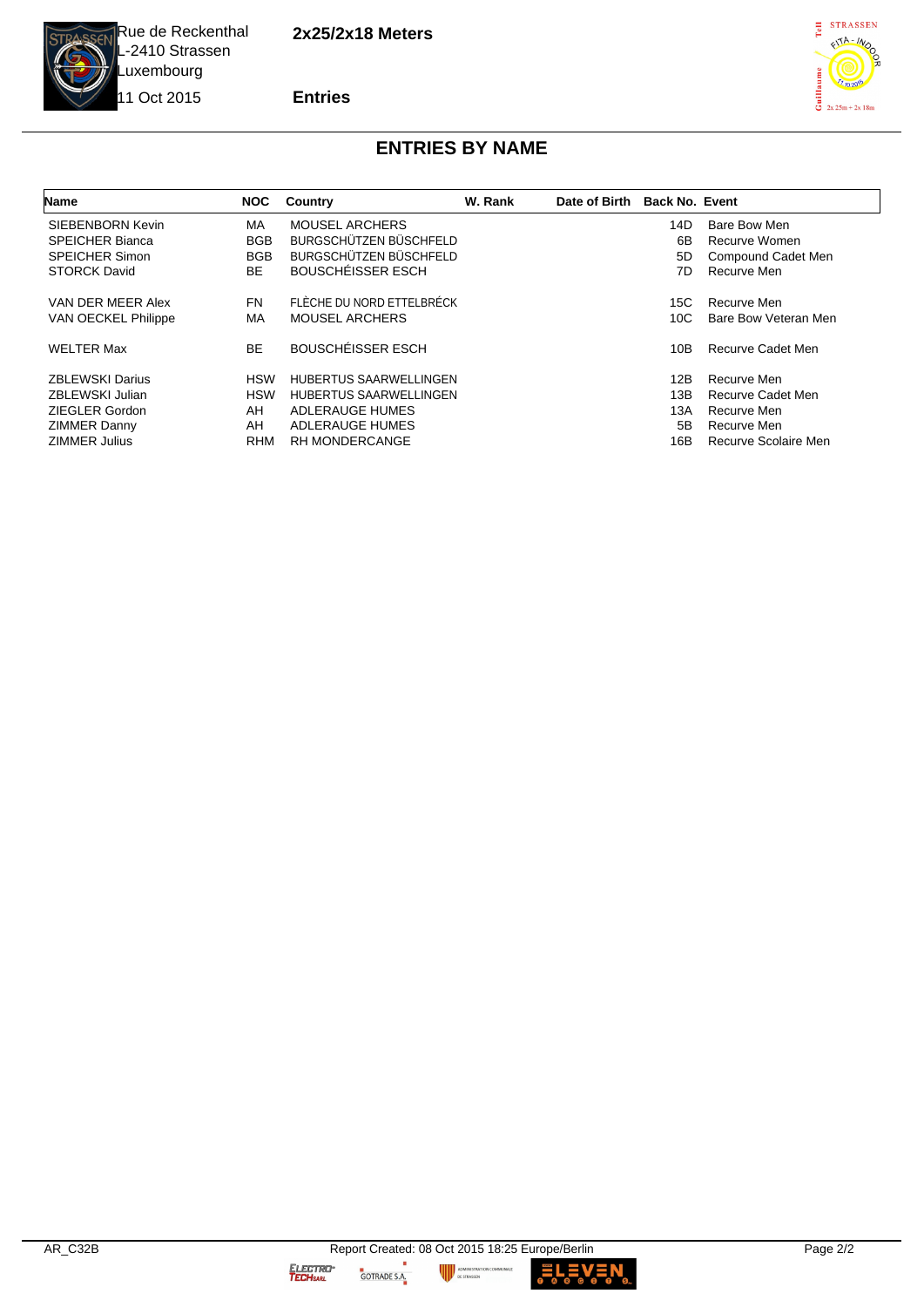## ENTRIES BY NAME

| Name | NOC | Country | W. Rank | Date of Birth | Back No. | Event |
|---|---|---|---|---|---|---|
| SIEBENBORN Kevin | MA | MOUSEL ARCHERS | | | 14D | Bare Bow Men |
| SPEICHER Bianca | BGB | BURGSCHÜTZEN BÜSCHFELD | | | 6B | Recurve Women |
| SPEICHER Simon | BGB | BURGSCHÜTZEN BÜSCHFELD | | | 5D | Compound Cadet Men |
| STORCK David | BE | BOUSCHÉISSER ESCH | | | 7D | Recurve Men |
| VAN DER MEER Alex | FN | FLÈCHE DU NORD ETTELBRÉCK | | | 15C | Recurve Men |
| VAN OECKEL Philippe | MA | MOUSEL ARCHERS | | | 10C | Bare Bow Veteran Men |
| WELTER Max | BE | BOUSCHÉISSER ESCH | | | 10B | Recurve Cadet Men |
| ZBLEWSKI Darius | HSW | HUBERTUS SAARWELLINGEN | | | 12B | Recurve Men |
| ZBLEWSKI Julian | HSW | HUBERTUS SAARWELLINGEN | | | 13B | Recurve Cadet Men |
| ZIEGLER Gordon | AH | ADLERAUGE HUMES | | | 13A | Recurve Men |
| ZIMMER Danny | AH | ADLERAUGE HUMES | | | 5B | Recurve Men |
| ZIMMER Julius | RHM | RH MONDERCANGE | | | 16B | Recurve Scolaire Men |